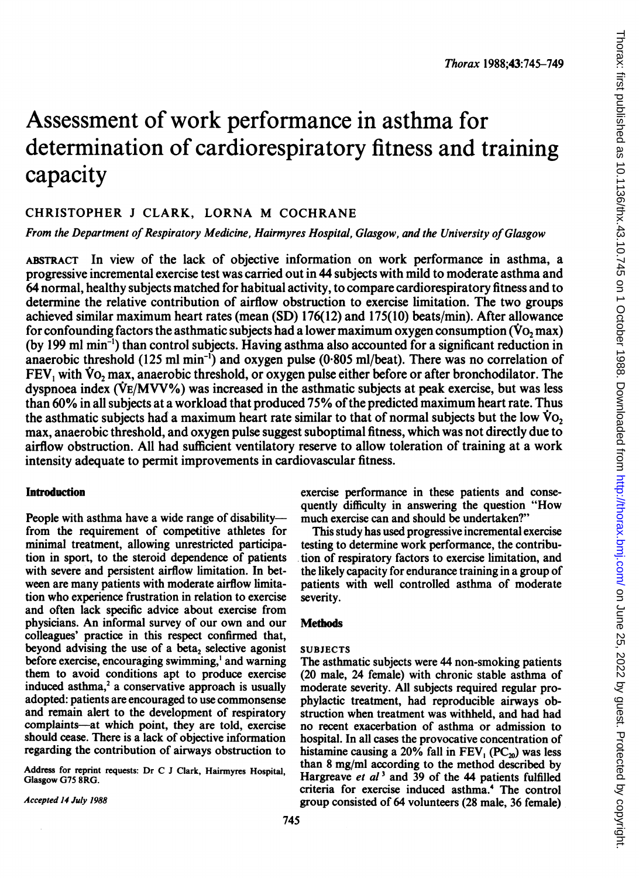# Assessment of work performance in asthma for determination of cardiorespiratory fitness and training capacity

CHRISTOPHER J CLARK, LORNA M COCHRANE

*From the Department of Respiratory Medicine, Hairmyres Hospital, Glasgow, and the University of Glasgow*

ABSTRACT In view of the lack of objective information on work performance in asthma, a progressive incremental exercise test was carried out in 44 subjects with mild to moderate asthma and 64 normal, healthy subjects matched for habitual activity, to compare cardiorespiratory fitness and to determine the relative contribution of airflow obstruction to exercise limitation. The two groups achieved similar maximum heart rates (mean (SD) 176(12) and 175(10) beats/min). After allowance for confounding factors the asthmatic subjects had a lower maximum oxygen consumption ($\dot{V}O_2$ max) (by 199 ml $min^{-1}$) than control subjects. Having asthma also accounted for a significant reduction in anaerobic threshold (125 ml $min^{-1}$) and oxygen pulse (0·805 ml/beat). There was no correlation of $FEV_1$ with $\dot{V}O_2$ max, anaerobic threshold, or oxygen pulse either before or after bronchodilator. The dyspnoea index ($\dot{V}E$/MVV%) was increased in the asthmatic subjects at peak exercise, but was less than 60% in all subjects at a workload that produced 75% of the predicted maximum heart rate. Thus the asthmatic subjects had a maximum heart rate similar to that of normal subjects but the low $\dot{V}O_2$ max, anaerobic threshold, and oxygen pulse suggest suboptimal fitness, which was not directly due to airflow obstruction. All had sufficient ventilatory reserve to allow toleration of training at a work intensity adequate to permit improvements in cardiovascular fitness.

## Introduction

People with asthma have a wide range of disability—from the requirement of competitive athletes for minimal treatment, allowing unrestricted participation in sport, to the steroid dependence of patients with severe and persistent airflow limitation. In between are many patients with moderate airflow limitation who experience frustration in relation to exercise and often lack specific advice about exercise from physicians. An informal survey of our own and our colleagues' practice in this respect confirmed that, beyond advising the use of a beta$_2$ selective agonist before exercise, encouraging swimming,[1] and warning them to avoid conditions apt to produce exercise induced asthma,[2] a conservative approach is usually adopted: patients are encouraged to use commonsense and remain alert to the development of respiratory complaints—at which point, they are told, exercise should cease. There is a lack of objective information regarding the contribution of airways obstruction to exercise performance in these patients and consequently difficulty in answering the question "How much exercise can and should be undertaken?"

This study has used progressive incremental exercise testing to determine work performance, the contribution of respiratory factors to exercise limitation, and the likely capacity for endurance training in a group of patients with well controlled asthma of moderate severity.

Address for reprint requests: Dr C J Clark, Hairmyres Hospital, Glasgow G75 8RG.

*Accepted 14 July 1988*

## Methods

### SUBJECTS

The asthmatic subjects were 44 non-smoking patients (20 male, 24 female) with chronic stable asthma of moderate severity. All subjects required regular prophylactic treatment, had reproducible airways obstruction when treatment was withheld, and had had no recent exacerbation of asthma or admission to hospital. In all cases the provocative concentration of histamine causing a 20% fall in $FEV_1$ ($PC_{20}$) was less than 8 mg/ml according to the method described by Hargreave *et al*[3] and 39 of the 44 patients fulfilled criteria for exercise induced asthma.[4] The control group consisted of 64 volunteers (28 male, 36 female)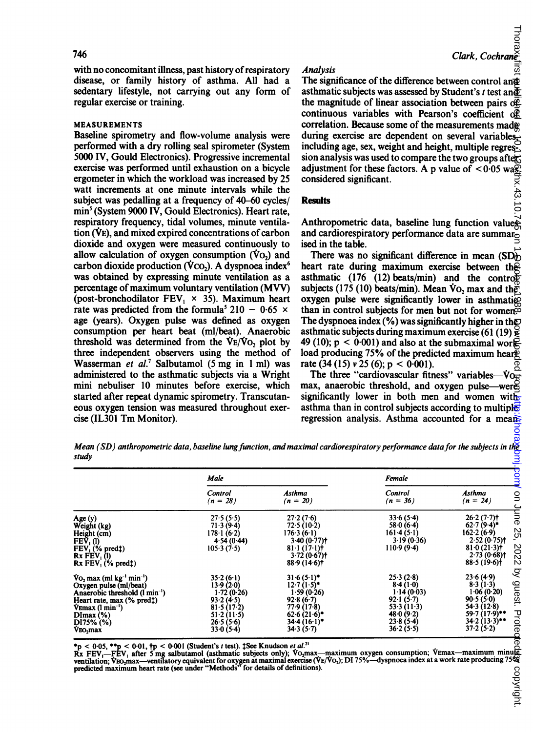with no concomitant illness, past history of respiratory disease, or family history of asthma. All had a sedentary lifestyle, not carrying out any form of regular exercise or training.

#### MEASUREMENTS

Baseline spirometry and flow-volume analysis were performed with a dry rolling seal spirometer (System 5000 IV, Gould Electronics). Progressive incremental exercise was performed until exhaustion on a bicycle ergometer in which the workload was increased by 25 watt increments at one minute intervals while the subject was pedalling at a frequency of 40–60 cycles/min[5] (System 9000 IV, Gould Electronics). Heart rate, respiratory frequency, tidal volumes, minute ventilation ($\dot{V}E$), and mixed expired concentrations of carbon dioxide and oxygen were measured continuously to allow calculation of oxygen consumption ($\dot{V}O_2$) and carbon dioxide production ($\dot{V}CO_2$). A dyspnoea index[6] was obtained by expressing minute ventilation as a percentage of maximum voluntary ventilation (MVV) (post-bronchodilator $FEV_1 \times 35$). Maximum heart rate was predicted from the formula[5] $210 - 0.65 \times$ age (years). Oxygen pulse was defined as oxygen consumption per heart beat (ml/beat). Anaerobic threshold was determined from the $\dot{V}E/\dot{V}O_2$ plot by three independent observers using the method of Wasserman *et al.*[7] Salbutamol (5 mg in 1 ml) was administered to the asthmatic subjects via a Wright mini nebuliser 10 minutes before exercise, which started after repeat dynamic spirometry. Transcutaneous oxygen tension was measured throughout exercise (IL301 Tm Monitor).

#### *Analysis*

The significance of the difference between control and asthmatic subjects was assessed by Student's *t* test and the magnitude of linear association between pairs of continuous variables with Pearson's coefficient of correlation. Because some of the measurements made during exercise are dependent on several variables, including age, sex, weight and height, multiple regression analysis was used to compare the two groups after adjustment for these factors. A p value of $< 0.05$ was considered significant.

## Results

Anthropometric data, baseline lung function values and cardiorespiratory performance data are summarised in the table.

There was no significant difference in mean (SD) heart rate during maximum exercise between the asthmatic (176 (12) beats/min) and the control subjects (175 (10) beats/min). Mean $\dot{V}O_2$ max and the oxygen pulse were significantly lower in asthmatic than in control subjects for men but not for women. The dyspnoea index (%) was significantly higher in the asthmatic subjects during maximum exercise (61 (19) v 49 (10); $p < 0.001$) and also at the submaximal work load producing 75% of the predicted maximum heart rate (34 (15) v 25 (6); $p < 0.001$).

The three "cardiovascular fitness" variables—$\dot{V}O_2$ max, anaerobic threshold, and oxygen pulse—were significantly lower in both men and women with asthma than in control subjects according to multiple regression analysis. Asthma accounted for a mean

*Mean (SD) anthropometric data, baseline lung function, and maximal cardiorespiratory performance data for the subjects in the study*

| | Male | | Female | |
|---|---|---|---|---|
| | Control (n = 28) | Asthma (n = 20) | Control (n = 36) | Asthma (n = 24) |
| Age (y) | 27·5 (5·5) | 27·2 (7·6) | 33·6 (5·4) | 26·2 (7·7)† |
| Weight (kg) | 71·3 (9·4) | 72·5 (10·2) | 58·0 (6·4) | 62·7 (9·4)* |
| Height (cm) | 178·1 (6·2) | 176·3 (6·1) | 161·4 (5·1) | 162·2 (6·9) |
| $FEV_1$ (l) | 4·54 (0·44) | 3·40 (0·77)† | 3·19 (0·36) | 2·52 (0·75)† |
| $FEV_1$ (% pred‡) | 105·3 (7·5) | 81·1 (17·1)† | 110·9 (9·4) | 81·0 (21·3)† |
| Rx $FEV_1$ (l) | | 3·72 (0·67)† | | 2·73 (0·68)† |
| Rx $FEV_1$ (% pred‡) | | 88·9 (14·6)† | | 88·5 (19·6)† |
| $\dot{V}O_2$ max (ml kg$^{-1}$ min$^{-1}$) | 35·2 (6·1) | 31·6 (5·1)* | 25·3 (2·8) | 23·6 (4·9) |
| Oxygen pulse (ml/beat) | 13·9 (2·0) | 12·7 (1·5)* | 8·4 (1·0) | 8·3 (1·3) |
| Anaerobic threshold (l min$^{-1}$) | 1·72 (0·26) | 1·59 (0·26) | 1·14 (0·03) | 1·06 (0·20) |
| Heart rate, max (% pred‡) | 93·2 (4·5) | 92·8 (6·7) | 92·1 (5·7) | 90·5 (5·0) |
| $\dot{V}E$max (l min$^{-1}$) | 81·5 (17·2) | 77·9 (17·8) | 53·3 (11·3) | 54·3 (12·8) |
| DImax (%) | 51·2 (11·5) | 62·6 (21·6)* | 48·0 (9·2) | 59·7 (17·9)** |
| DI75% (%) | 26·5 (5·6) | 34·4 (16·1)* | 23·8 (5·4) | 34·2 (13·3)** |
| $\dot{V}EO_2$max | 33·0 (5·4) | 34·3 (5·7) | 36·2 (5·5) | 37·2 (5·2) |

*$p < 0.05$, **$p < 0.01$, †$p < 0.001$ (Student's *t* test). ‡See Knudson *et al.*[21]
Rx $FEV_1$—$FEV_1$ after 5 mg salbutamol (asthmatic subjects only); $\dot{V}O_2$max—maximum oxygen consumption; $\dot{V}E$max—maximum minute ventilation; $\dot{V}EO_2$max—ventilatory equivalent for oxygen at maximal exercise ($\dot{V}E/\dot{V}O_2$); DI 75%—dyspnoea index at a work rate producing 75% predicted maximum heart rate (see under "Methods" for details of definitions).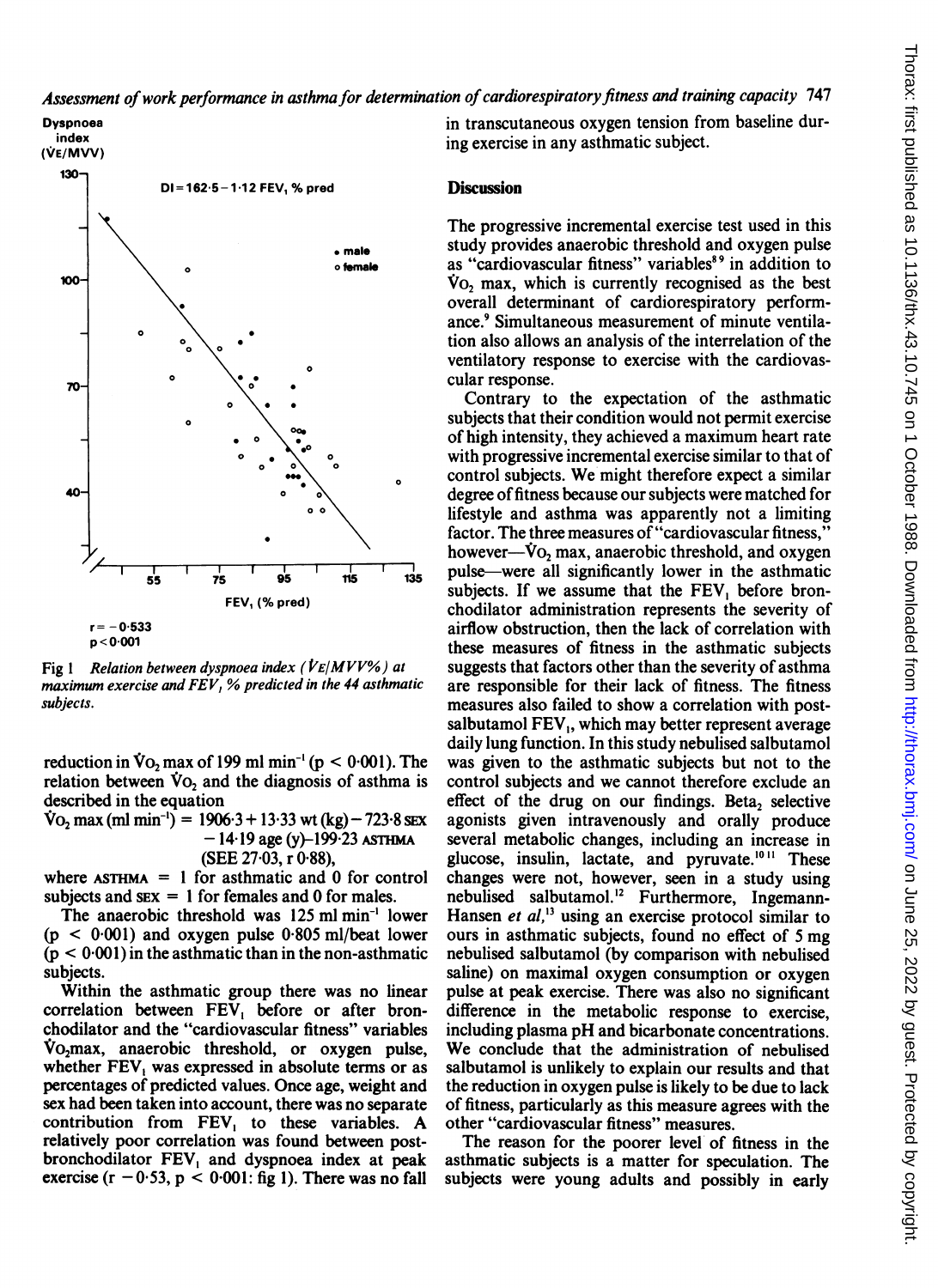Fig 1 *Relation between dyspnoea index ($\dot{V}E/MVV\%$) at maximum exercise and $FEV_1$ % predicted in the 44 asthmatic subjects.*

reduction in $\dot{V}O_2$ max of 199 ml $min^{-1}$ ($p < 0.001$). The relation between $\dot{V}O_2$ and the diagnosis of asthma is described in the equation

$$\dot{V}O_2 \text{ max (ml min}^{-1}) = 1906.3 + 13.33 \text{ wt (kg)} - 723.8 \text{ SEX} - 14.19 \text{ age (y)} - 199.23 \text{ ASTHMA}$$

(SEE 27·03, r 0·88),

where ASTHMA = 1 for asthmatic and 0 for control subjects and SEX = 1 for females and 0 for males.

The anaerobic threshold was 125 ml $min^{-1}$ lower ($p < 0.001$) and oxygen pulse 0·805 ml/beat lower ($p < 0.001$) in the asthmatic than in the non-asthmatic subjects.

Within the asthmatic group there was no linear correlation between $FEV_1$ before or after bronchodilator and the "cardiovascular fitness" variables $\dot{V}O_2$max, anaerobic threshold, or oxygen pulse, whether $FEV_1$ was expressed in absolute terms or as percentages of predicted values. Once age, weight and sex had been taken into account, there was no separate contribution from $FEV_1$ to these variables. A relatively poor correlation was found between post-bronchodilator $FEV_1$ and dyspnoea index at peak exercise ($r -0.53$, $p < 0.001$: fig 1). There was no fall in transcutaneous oxygen tension from baseline during exercise in any asthmatic subject.

## Discussion

The progressive incremental exercise test used in this study provides anaerobic threshold and oxygen pulse as "cardiovascular fitness" variables[8,9] in addition to $\dot{V}O_2$ max, which is currently recognised as the best overall determinant of cardiorespiratory performance.[9] Simultaneous measurement of minute ventilation also allows an analysis of the interrelation of the ventilatory response to exercise with the cardiovascular response.

Contrary to the expectation of the asthmatic subjects that their condition would not permit exercise of high intensity, they achieved a maximum heart rate with progressive incremental exercise similar to that of control subjects. We might therefore expect a similar degree of fitness because our subjects were matched for lifestyle and asthma was apparently not a limiting factor. The three measures of "cardiovascular fitness," however—$\dot{V}O_2$ max, anaerobic threshold, and oxygen pulse—were all significantly lower in the asthmatic subjects. If we assume that the $FEV_1$ before bronchodilator administration represents the severity of airflow obstruction, then the lack of correlation with these measures of fitness in the asthmatic subjects suggests that factors other than the severity of asthma are responsible for their lack of fitness. The fitness measures also failed to show a correlation with post-salbutamol $FEV_1$, which may better represent average daily lung function. In this study nebulised salbutamol was given to the asthmatic subjects but not to the control subjects and we cannot therefore exclude an effect of the drug on our findings. Beta$_2$ selective agonists given intravenously and orally produce several metabolic changes, including an increase in glucose, insulin, lactate, and pyruvate.[10,11] These changes were not, however, seen in a study using nebulised salbutamol.[12] Furthermore, Ingemann-Hansen *et al*,[13] using an exercise protocol similar to ours in asthmatic subjects, found no effect of 5 mg nebulised salbutamol (by comparison with nebulised saline) on maximal oxygen consumption or oxygen pulse at peak exercise. There was also no significant difference in the metabolic response to exercise, including plasma pH and bicarbonate concentrations. We conclude that the administration of nebulised salbutamol is unlikely to explain our results and that the reduction in oxygen pulse is likely to be due to lack of fitness, particularly as this measure agrees with the other "cardiovascular fitness" measures.

The reason for the poorer level of fitness in the asthmatic subjects is a matter for speculation. The subjects were young adults and possibly in early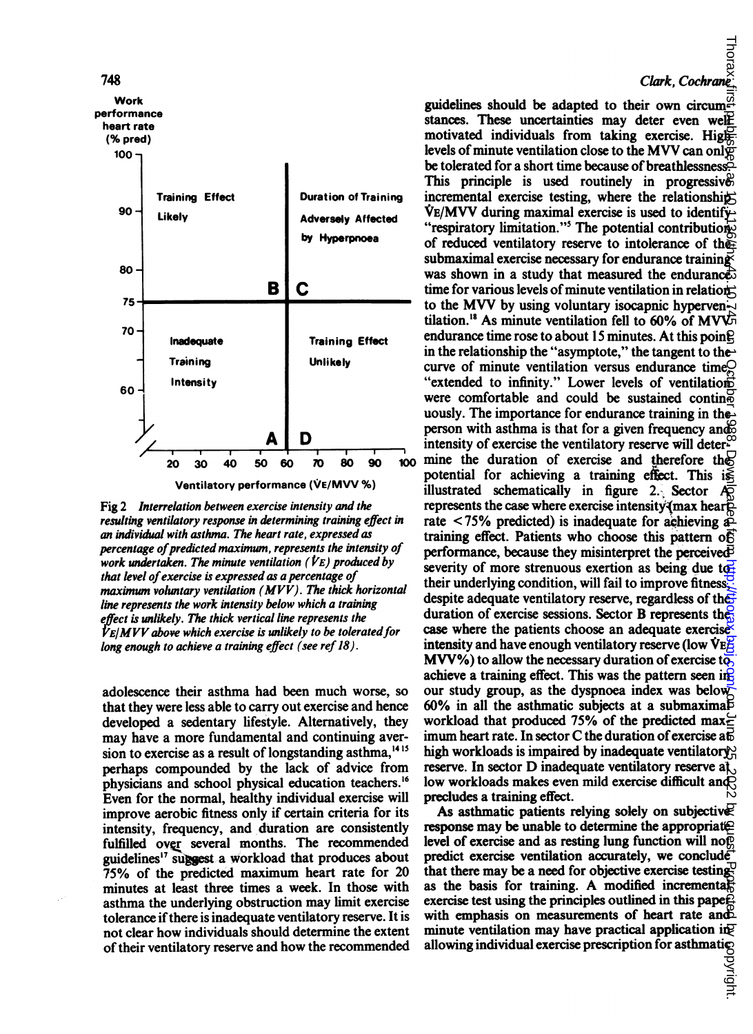Fig 2 *Interrelation between exercise intensity and the resulting ventilatory response in determining training effect in an individual with asthma. The heart rate, expressed as percentage of predicted maximum, represents the intensity of work undertaken. The minute ventilation ($\dot{V}E$) produced by that level of exercise is expressed as a percentage of maximum voluntary ventilation (MVV). The thick horizontal line represents the work intensity below which a training effect is unlikely. The thick vertical line represents the $\dot{V}E$/MVV above which exercise is unlikely to be tolerated for long enough to achieve a training effect (see ref 18).*

adolescence their asthma had been much worse, so that they were less able to carry out exercise and hence developed a sedentary lifestyle. Alternatively, they may have a more fundamental and continuing aversion to exercise as a result of longstanding asthma,[14,15] perhaps compounded by the lack of advice from physicians and school physical education teachers.[16] Even for the normal, healthy individual exercise will improve aerobic fitness only if certain criteria for its intensity, frequency, and duration are consistently fulfilled over several months. The recommended guidelines[17] suggest a workload that produces about 75% of the predicted maximum heart rate for 20 minutes at least three times a week. In those with asthma the underlying obstruction may limit exercise tolerance if there is inadequate ventilatory reserve. It is not clear how individuals should determine the extent of their ventilatory reserve and how the recommended guidelines should be adapted to their own circumstances. These uncertainties may deter even well motivated individuals from taking exercise. High levels of minute ventilation close to the MVV can only be tolerated for a short time because of breathlessness. This principle is used routinely in progressive incremental exercise testing, where the relationship $\dot{V}E$/MVV during maximal exercise is used to identify "respiratory limitation."[5] The potential contribution of reduced ventilatory reserve to intolerance of the submaximal exercise necessary for endurance training was shown in a study that measured the endurance time for various levels of minute ventilation in relation to the MVV by using voluntary isocapnic hyperventilation.[18] As minute ventilation fell to 60% of MVV endurance time rose to about 15 minutes. At this point in the relationship the "asymptote," the tangent to the curve of minute ventilation versus endurance time "extended to infinity." Lower levels of ventilation were comfortable and could be sustained continuously. The importance for endurance training in the person with asthma is that for a given frequency and intensity of exercise the ventilatory reserve will determine the duration of exercise and therefore the potential for achieving a training effect. This is illustrated schematically in figure 2. Sector A represents the case where exercise intensity (max heart rate <75% predicted) is inadequate for achieving a training effect. Patients who choose this pattern of performance, because they misinterpret the perceived severity of more strenuous exertion as being due to their underlying condition, will fail to improve fitness despite adequate ventilatory reserve, regardless of the duration of exercise sessions. Sector B represents the case where the patients choose an adequate exercise intensity and have enough ventilatory reserve (low $\dot{V}E$/MVV%) to allow the necessary duration of exercise to achieve a training effect. This was the pattern seen in our study group, as the dyspnoea index was below 60% in all the asthmatic subjects at a submaximal workload that produced 75% of the predicted maximum heart rate. In sector C the duration of exercise at high workloads is impaired by inadequate ventilatory reserve. In sector D inadequate ventilatory reserve at low workloads makes even mild exercise difficult and precludes a training effect.

As asthmatic patients relying solely on subjective response may be unable to determine the appropriate level of exercise and as resting lung function will not predict exercise ventilation accurately, we conclude that there may be a need for objective exercise testing as the basis for training. A modified incremental exercise test using the principles outlined in this paper with emphasis on measurements of heart rate and minute ventilation may have practical application in allowing individual exercise prescription for asthmatic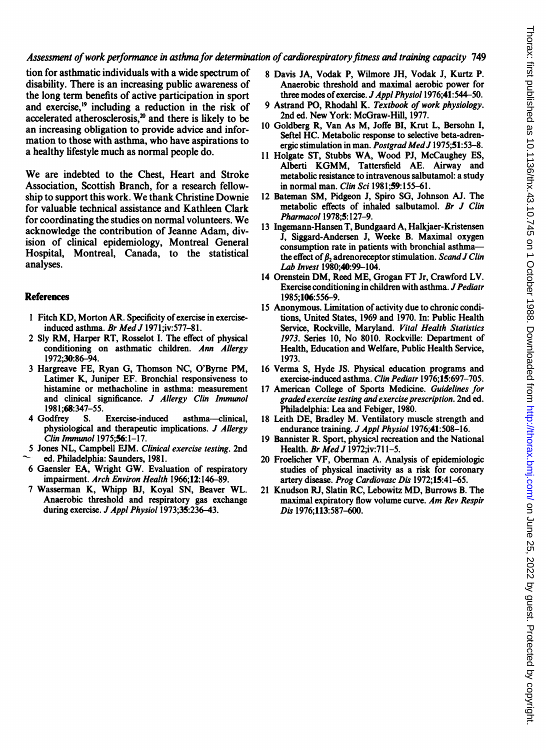tion for asthmatic individuals with a wide spectrum of disability. There is an increasing public awareness of the long term benefits of active participation in sport and exercise,[19] including a reduction in the risk of accelerated atherosclerosis,[20] and there is likely to be an increasing obligation to provide advice and information to those with asthma, who have aspirations to a healthy lifestyle much as normal people do.

We are indebted to the Chest, Heart and Stroke Association, Scottish Branch, for a research fellowship to support this work. We thank Christine Downie for valuable technical assistance and Kathleen Clark for coordinating the studies on normal volunteers. We acknowledge the contribution of Jeanne Adam, division of clinical epidemiology, Montreal General Hospital, Montreal, Canada, to the statistical analyses.

## References

1. Fitch KD, Morton AR. Specificity of exercise in exercise-induced asthma. *Br Med J* 1971;iv:577–81.
2. Sly RM, Harper RT, Rosselot I. The effect of physical conditioning on asthmatic children. *Ann Allergy* 1972;**30**:86–94.
3. Hargreave FE, Ryan G, Thomson NC, O'Byrne PM, Latimer K, Juniper EF. Bronchial responsiveness to histamine or methacholine in asthma: measurement and clinical significance. *J Allergy Clin Immunol* 1981;**68**:347–55.
4. Godfrey S. Exercise-induced asthma—clinical, physiological and therapeutic implications. *J Allergy Clin Immunol* 1975;**56**:1–17.
5. Jones NL, Campbell EJM. *Clinical exercise testing*. 2nd ed. Philadelphia: Saunders, 1981.
6. Gaensler EA, Wright GW. Evaluation of respiratory impairment. *Arch Environ Health* 1966;**12**:146–89.
7. Wasserman K, Whipp BJ, Koyal SN, Beaver WL. Anaerobic threshold and respiratory gas exchange during exercise. *J Appl Physiol* 1973;**35**:236–43.
8. Davis JA, Vodak P, Wilmore JH, Vodak J, Kurtz P. Anaerobic threshold and maximal aerobic power for three modes of exercise. *J Appl Physiol* 1976;**41**:544–50.
9. Astrand PO, Rhodahl K. *Textbook of work physiology*. 2nd ed. New York: McGraw-Hill, 1977.
10. Goldberg R, Van As M, Joffe BI, Krut L, Bersohn I, Seftel HC. Metabolic response to selective beta-adrenergic stimulation in man. *Postgrad Med J* 1975;**51**:53–8.
11. Holgate ST, Stubbs WA, Wood PJ, McCaughey ES, Alberti KGMM, Tattersfield AE. Airway and metabolic resistance to intravenous salbutamol: a study in normal man. *Clin Sci* 1981;**59**:155–61.
12. Bateman SM, Pidgeon J, Spiro SG, Johnson AJ. The metabolic effects of inhaled salbutamol. *Br J Clin Pharmacol* 1978;**5**:127–9.
13. Ingemann-Hansen T, Bundgaard A, Halkjaer-Kristensen J, Siggard-Andersen J, Weeke B. Maximal oxygen consumption rate in patients with bronchial asthma—the effect of $\beta_2$ adrenoreceptor stimulation. *Scand J Clin Lab Invest* 1980;**40**:99–104.
14. Orenstein DM, Reed ME, Grogan FT Jr, Crawford LV. Exercise conditioning in children with asthma. *J Pediatr* 1985;**106**:556–9.
15. Anonymous. Limitation of activity due to chronic conditions, United States, 1969 and 1970. In: Public Health Service, Rockville, Maryland. *Vital Health Statistics 1973*. Series 10, No 8010. Rockville: Department of Health, Education and Welfare, Public Health Service, 1973.
16. Verma S, Hyde JS. Physical education programs and exercise-induced asthma. *Clin Pediatr* 1976;**15**:697–705.
17. American College of Sports Medicine. *Guidelines for graded exercise testing and exercise prescription*. 2nd ed. Philadelphia: Lea and Febiger, 1980.
18. Leith DE, Bradley M. Ventilatory muscle strength and endurance training. *J Appl Physiol* 1976;**41**:508–16.
19. Bannister R. Sport, physical recreation and the National Health. *Br Med J* 1972;iv:711–5.
20. Froelicher VF, Oberman A. Analysis of epidemiologic studies of physical inactivity as a risk for coronary artery disease. *Prog Cardiovasc Dis* 1972;**15**:41–65.
21. Knudson RJ, Slatin RC, Lebowitz MD, Burrows B. The maximal expiratory flow volume curve. *Am Rev Respir Dis* 1976;**113**:587–600.